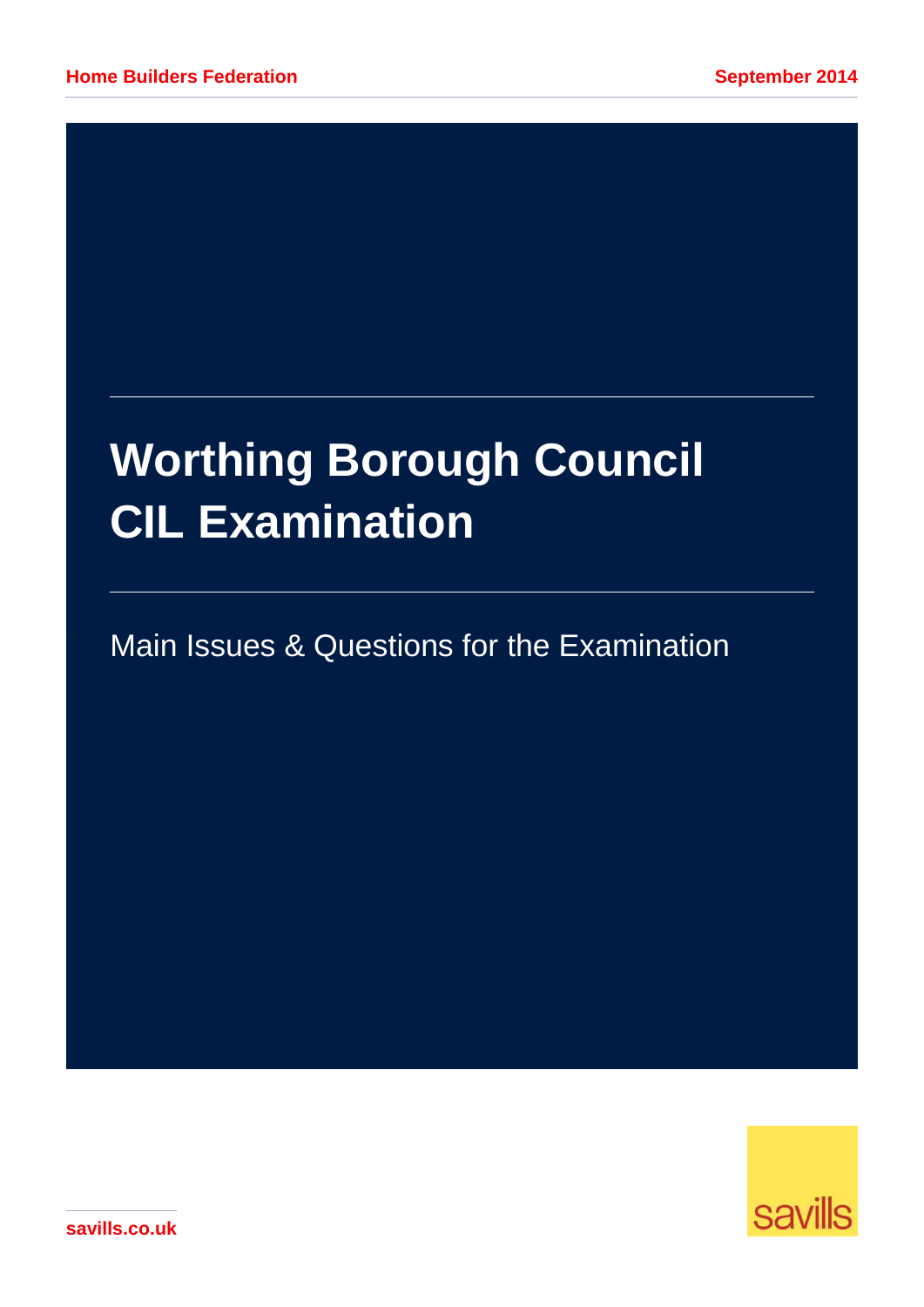Home Builders Federation

September 2014

# Worthing Borough Council
# CIL Examination

## Main Issues & Questions for the Examination

savills.co.uk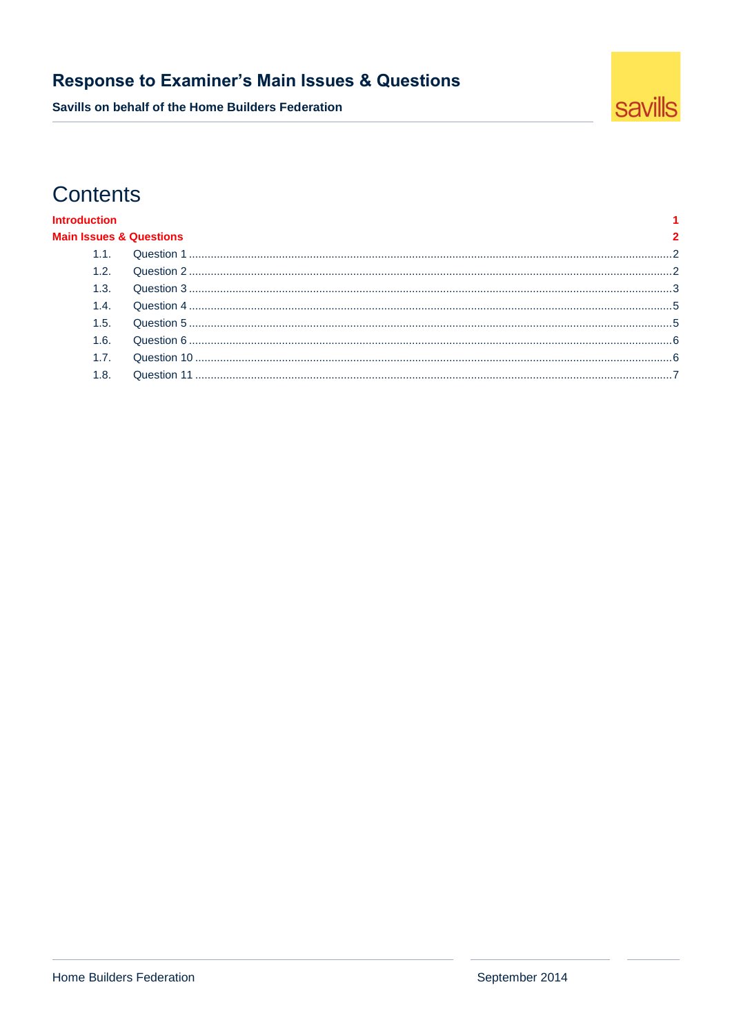# Response to Examiner's Main Issues & Questions

**Savills on behalf of the Home Builders Federation**

## Contents

**Introduction** 1

**Main Issues & Questions** 2

- 1.1. Question 1 ... 2
- 1.2. Question 2 ... 2
- 1.3. Question 3 ... 3
- 1.4. Question 4 ... 5
- 1.5. Question 5 ... 5
- 1.6. Question 6 ... 6
- 1.7. Question 10 ... 6
- 1.8. Question 11 ... 7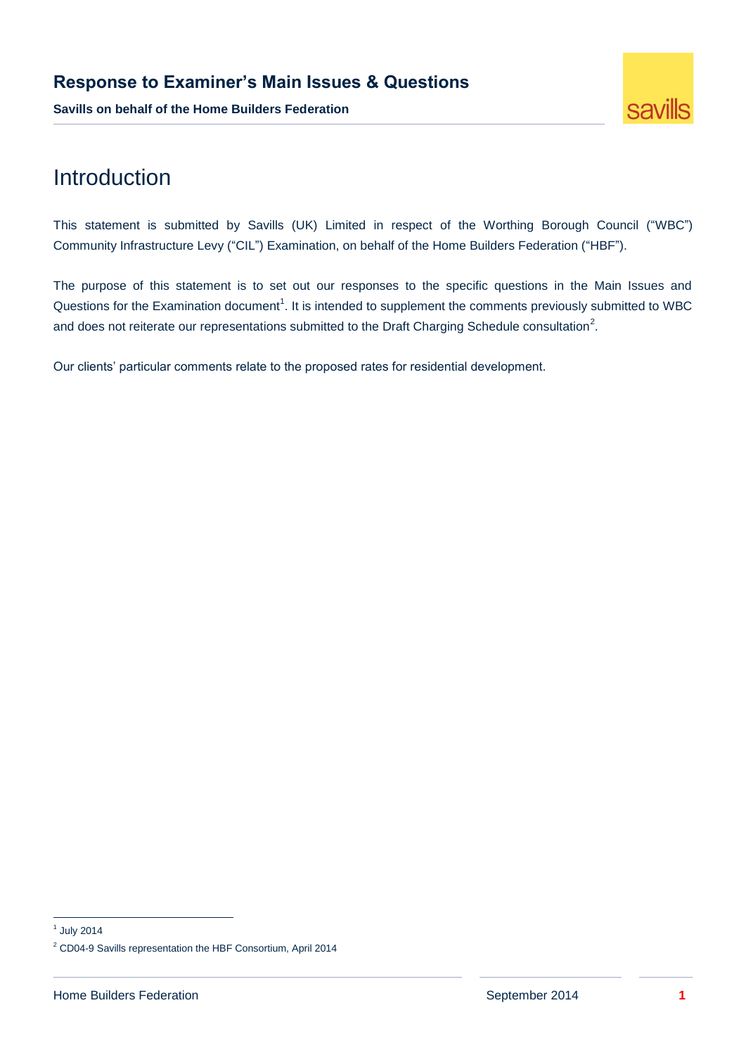# Introduction

This statement is submitted by Savills (UK) Limited in respect of the Worthing Borough Council ("WBC") Community Infrastructure Levy ("CIL") Examination, on behalf of the Home Builders Federation ("HBF").

The purpose of this statement is to set out our responses to the specific questions in the Main Issues and Questions for the Examination document[1]. It is intended to supplement the comments previously submitted to WBC and does not reiterate our representations submitted to the Draft Charging Schedule consultation[2].

Our clients' particular comments relate to the proposed rates for residential development.

[1] July 2014

[2] CD04-9 Savills representation the HBF Consortium, April 2014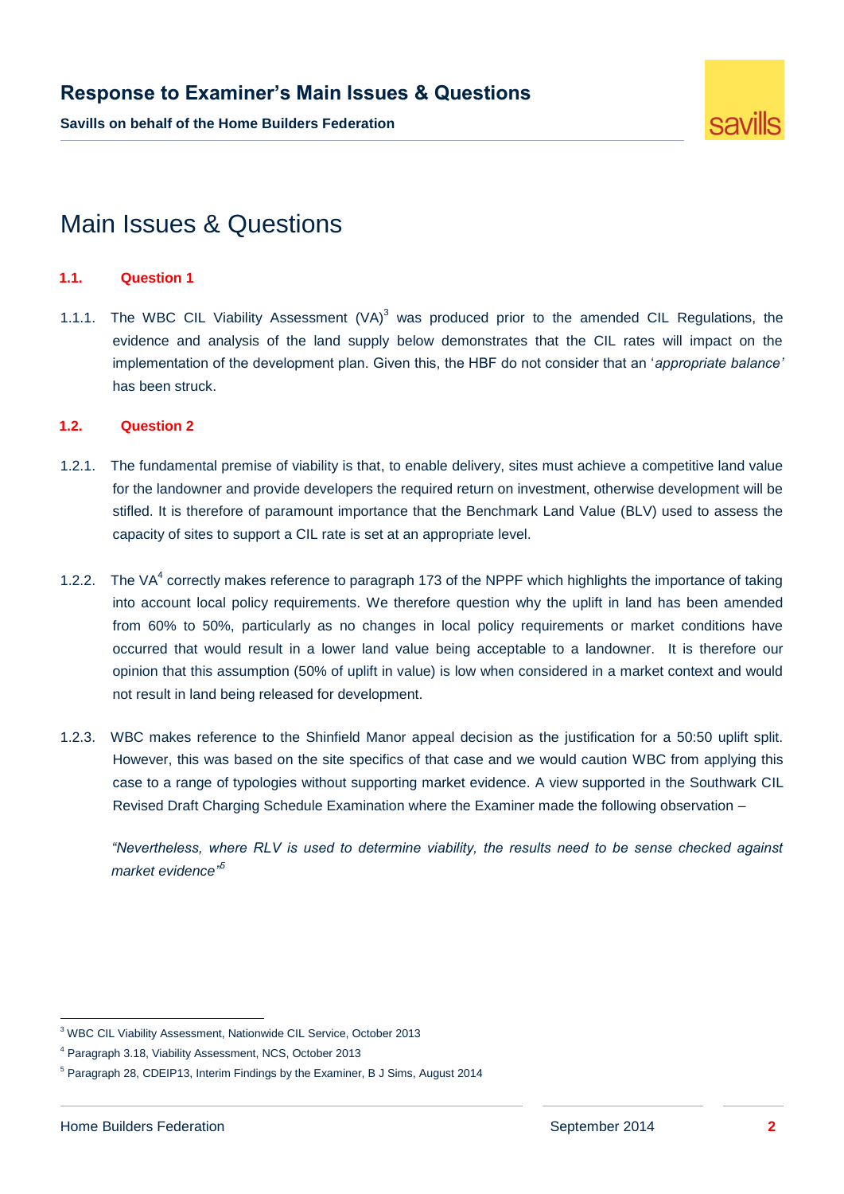# Main Issues & Questions

### 1.1. Question 1

1.1.1. The WBC CIL Viability Assessment (VA)[3] was produced prior to the amended CIL Regulations, the evidence and analysis of the land supply below demonstrates that the CIL rates will impact on the implementation of the development plan. Given this, the HBF do not consider that an '*appropriate balance'* has been struck.

### 1.2. Question 2

1.2.1. The fundamental premise of viability is that, to enable delivery, sites must achieve a competitive land value for the landowner and provide developers the required return on investment, otherwise development will be stifled. It is therefore of paramount importance that the Benchmark Land Value (BLV) used to assess the capacity of sites to support a CIL rate is set at an appropriate level.

1.2.2. The VA[4] correctly makes reference to paragraph 173 of the NPPF which highlights the importance of taking into account local policy requirements. We therefore question why the uplift in land has been amended from 60% to 50%, particularly as no changes in local policy requirements or market conditions have occurred that would result in a lower land value being acceptable to a landowner. It is therefore our opinion that this assumption (50% of uplift in value) is low when considered in a market context and would not result in land being released for development.

1.2.3. WBC makes reference to the Shinfield Manor appeal decision as the justification for a 50:50 uplift split. However, this was based on the site specifics of that case and we would caution WBC from applying this case to a range of typologies without supporting market evidence. A view supported in the Southwark CIL Revised Draft Charging Schedule Examination where the Examiner made the following observation –

*"Nevertheless, where RLV is used to determine viability, the results need to be sense checked against market evidence"*[5]

---

[3] WBC CIL Viability Assessment, Nationwide CIL Service, October 2013

[4] Paragraph 3.18, Viability Assessment, NCS, October 2013

[5] Paragraph 28, CDEIP13, Interim Findings by the Examiner, B J Sims, August 2014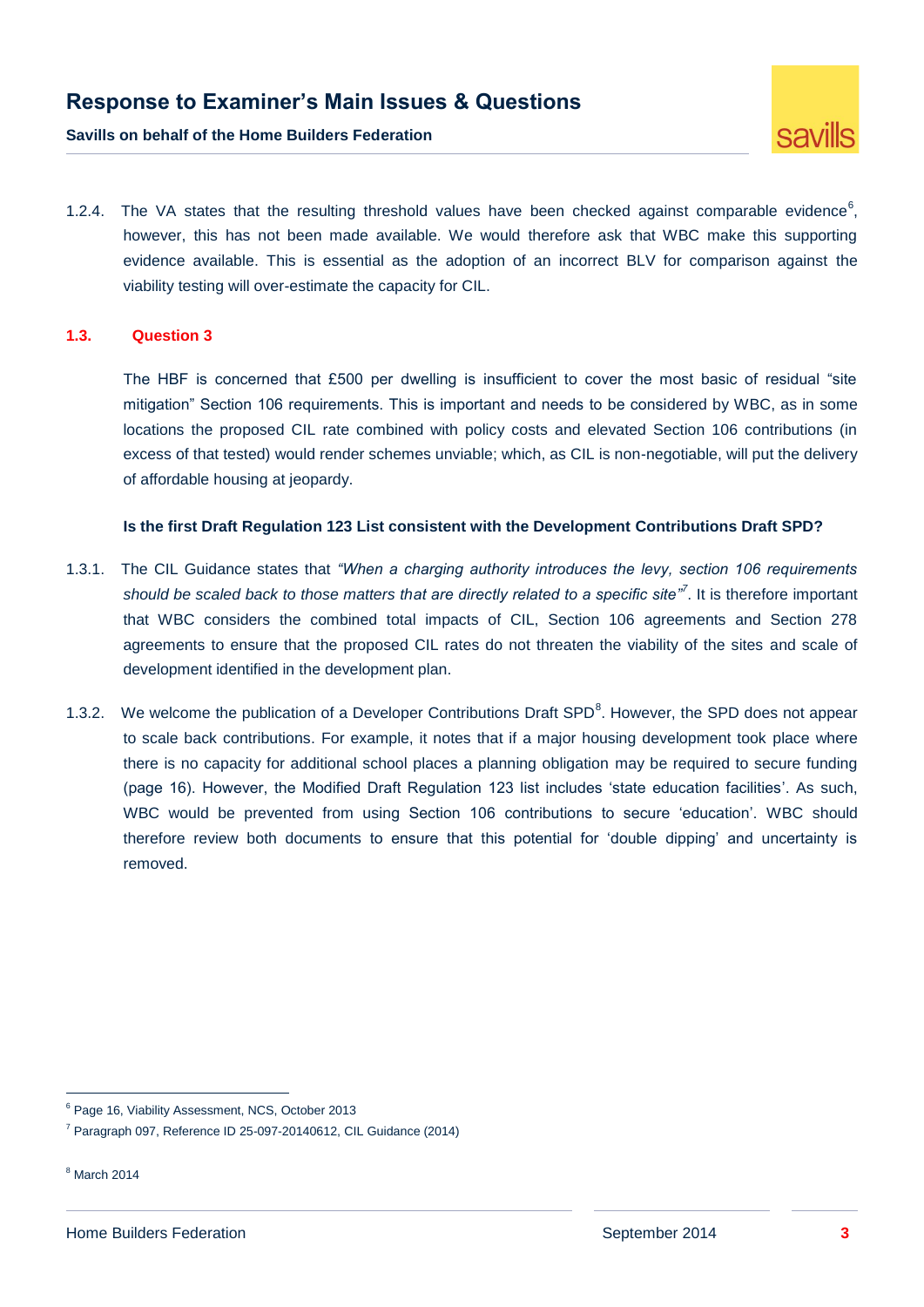1.2.4. The VA states that the resulting threshold values have been checked against comparable evidence[6], however, this has not been made available. We would therefore ask that WBC make this supporting evidence available. This is essential as the adoption of an incorrect BLV for comparison against the viability testing will over-estimate the capacity for CIL.

## 1.3. Question 3

The HBF is concerned that £500 per dwelling is insufficient to cover the most basic of residual "site mitigation" Section 106 requirements. This is important and needs to be considered by WBC, as in some locations the proposed CIL rate combined with policy costs and elevated Section 106 contributions (in excess of that tested) would render schemes unviable; which, as CIL is non-negotiable, will put the delivery of affordable housing at jeopardy.

**Is the first Draft Regulation 123 List consistent with the Development Contributions Draft SPD?**

1.3.1. The CIL Guidance states that *"When a charging authority introduces the levy, section 106 requirements should be scaled back to those matters that are directly related to a specific site"*[7]. It is therefore important that WBC considers the combined total impacts of CIL, Section 106 agreements and Section 278 agreements to ensure that the proposed CIL rates do not threaten the viability of the sites and scale of development identified in the development plan.

1.3.2. We welcome the publication of a Developer Contributions Draft SPD[8]. However, the SPD does not appear to scale back contributions. For example, it notes that if a major housing development took place where there is no capacity for additional school places a planning obligation may be required to secure funding (page 16). However, the Modified Draft Regulation 123 list includes 'state education facilities'. As such, WBC would be prevented from using Section 106 contributions to secure 'education'. WBC should therefore review both documents to ensure that this potential for 'double dipping' and uncertainty is removed.

---

[6] Page 16, Viability Assessment, NCS, October 2013

[7] Paragraph 097, Reference ID 25-097-20140612, CIL Guidance (2014)

[8] March 2014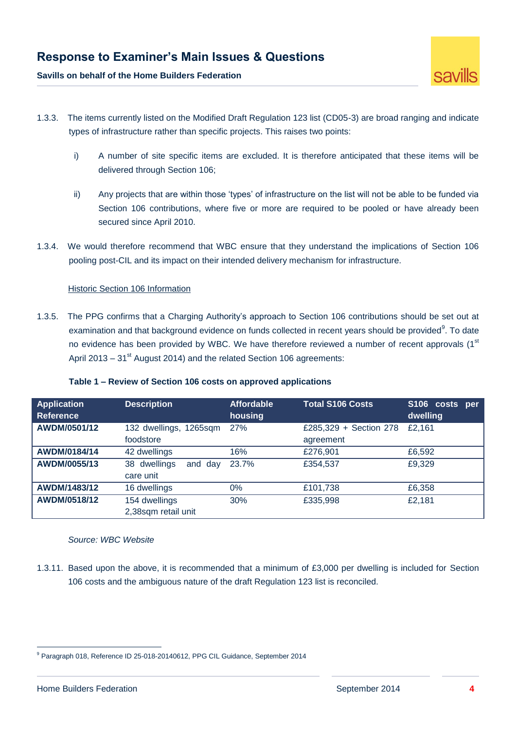1.3.3. The items currently listed on the Modified Draft Regulation 123 list (CD05-3) are broad ranging and indicate types of infrastructure rather than specific projects. This raises two points:

i) A number of site specific items are excluded. It is therefore anticipated that these items will be delivered through Section 106;

ii) Any projects that are within those 'types' of infrastructure on the list will not be able to be funded via Section 106 contributions, where five or more are required to be pooled or have already been secured since April 2010.

1.3.4. We would therefore recommend that WBC ensure that they understand the implications of Section 106 pooling post-CIL and its impact on their intended delivery mechanism for infrastructure.

<u>Historic Section 106 Information</u>

1.3.5. The PPG confirms that a Charging Authority's approach to Section 106 contributions should be set out at examination and that background evidence on funds collected in recent years should be provided[9]. To date no evidence has been provided by WBC. We have therefore reviewed a number of recent approvals (1st April 2013 – 31st August 2014) and the related Section 106 agreements:

**Table 1 – Review of Section 106 costs on approved applications**

| Application Reference | Description | Affordable housing | Total S106 Costs | S106 costs per dwelling |
|---|---|---|---|---|
| **AWDM/0501/12** | 132 dwellings, 1265sqm foodstore | 27% | £285,329 + Section 278 agreement | £2,161 |
| **AWDM/0184/14** | 42 dwellings | 16% | £276,901 | £6,592 |
| **AWDM/0055/13** | 38 dwellings and day care unit | 23.7% | £354,537 | £9,329 |
| **AWDM/1483/12** | 16 dwellings | 0% | £101,738 | £6,358 |
| **AWDM/0518/12** | 154 dwellings 2,38sqm retail unit | 30% | £335,998 | £2,181 |

*Source: WBC Website*

1.3.11. Based upon the above, it is recommended that a minimum of £3,000 per dwelling is included for Section 106 costs and the ambiguous nature of the draft Regulation 123 list is reconciled.

[9] Paragraph 018, Reference ID 25-018-20140612, PPG CIL Guidance, September 2014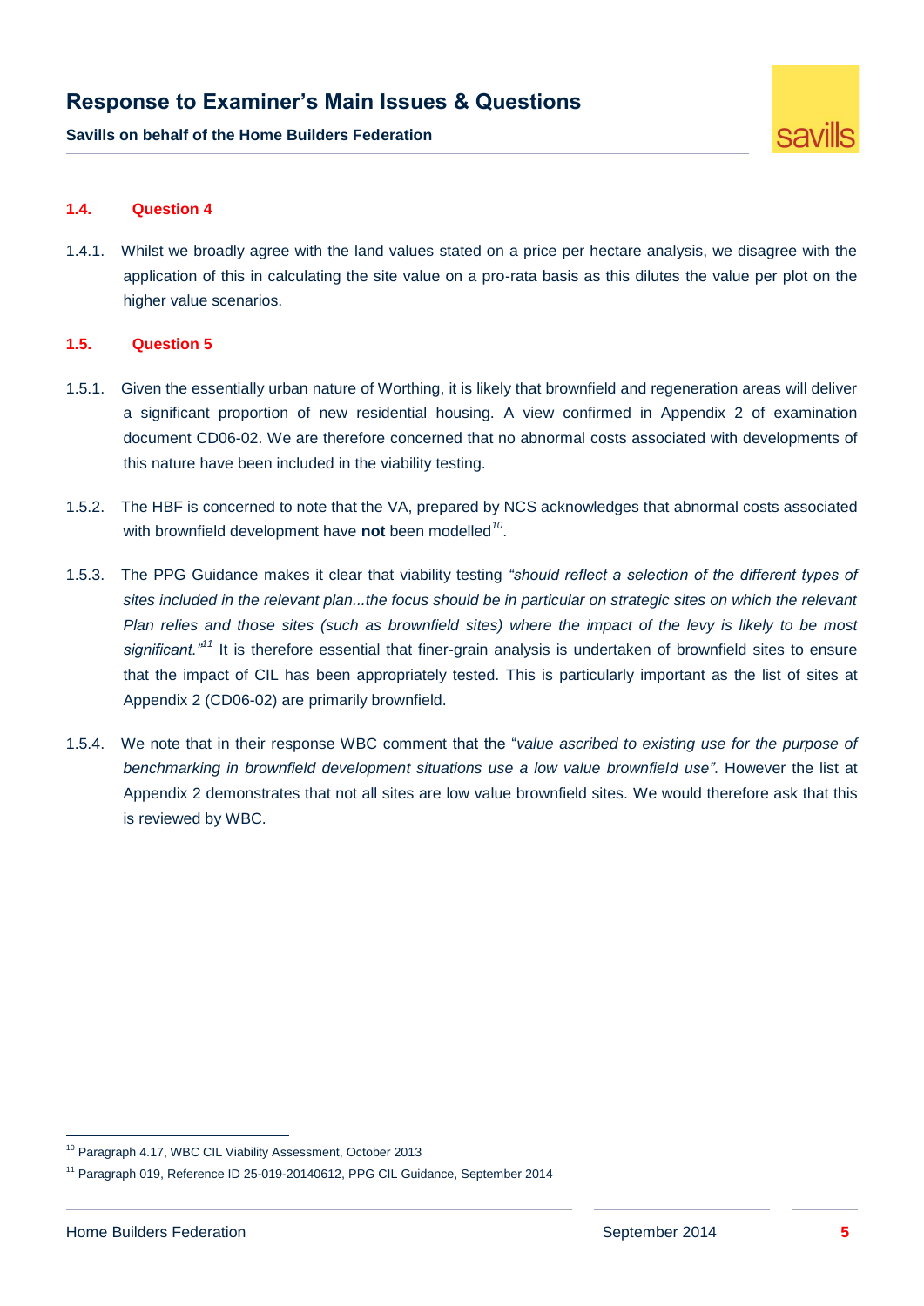### 1.4. Question 4

1.4.1. Whilst we broadly agree with the land values stated on a price per hectare analysis, we disagree with the application of this in calculating the site value on a pro-rata basis as this dilutes the value per plot on the higher value scenarios.

### 1.5. Question 5

1.5.1. Given the essentially urban nature of Worthing, it is likely that brownfield and regeneration areas will deliver a significant proportion of new residential housing. A view confirmed in Appendix 2 of examination document CD06-02. We are therefore concerned that no abnormal costs associated with developments of this nature have been included in the viability testing.

1.5.2. The HBF is concerned to note that the VA, prepared by NCS acknowledges that abnormal costs associated with brownfield development have **not** been modelled[10].

1.5.3. The PPG Guidance makes it clear that viability testing *"should reflect a selection of the different types of sites included in the relevant plan...the focus should be in particular on strategic sites on which the relevant Plan relies and those sites (such as brownfield sites) where the impact of the levy is likely to be most significant."*[11] It is therefore essential that finer-grain analysis is undertaken of brownfield sites to ensure that the impact of CIL has been appropriately tested. This is particularly important as the list of sites at Appendix 2 (CD06-02) are primarily brownfield.

1.5.4. We note that in their response WBC comment that the "*value ascribed to existing use for the purpose of benchmarking in brownfield development situations use a low value brownfield use"*. However the list at Appendix 2 demonstrates that not all sites are low value brownfield sites. We would therefore ask that this is reviewed by WBC.

---

[10] Paragraph 4.17, WBC CIL Viability Assessment, October 2013

[11] Paragraph 019, Reference ID 25-019-20140612, PPG CIL Guidance, September 2014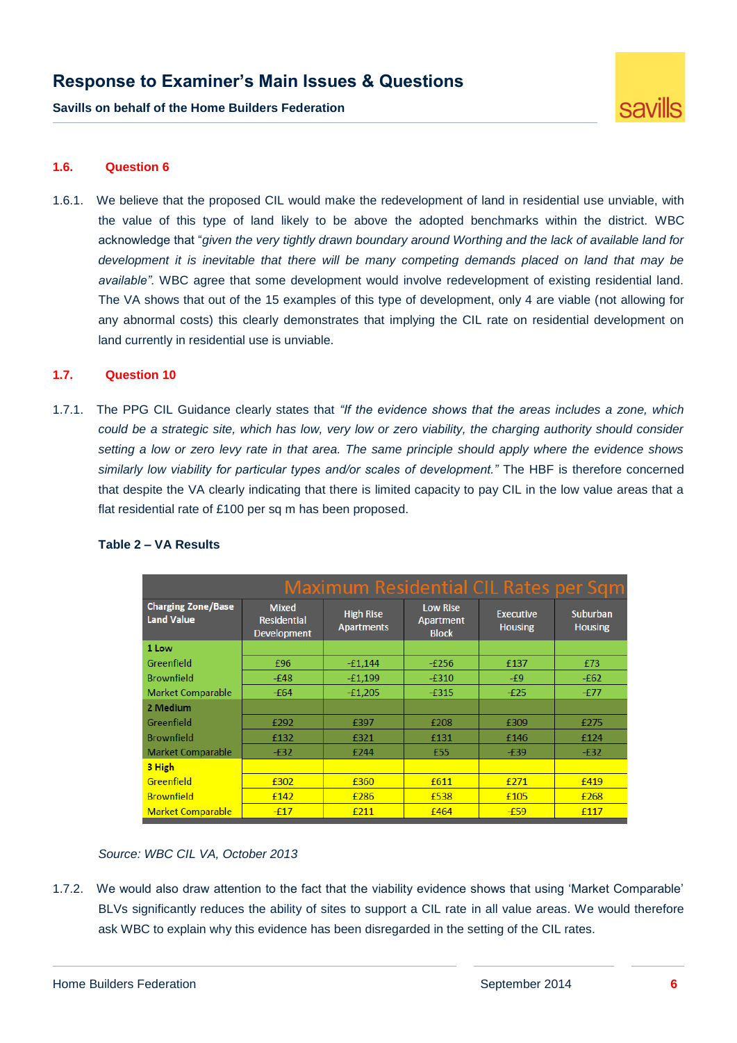## 1.6. Question 6

1.6.1. We believe that the proposed CIL would make the redevelopment of land in residential use unviable, with the value of this type of land likely to be above the adopted benchmarks within the district. WBC acknowledge that "*given the very tightly drawn boundary around Worthing and the lack of available land for development it is inevitable that there will be many competing demands placed on land that may be available".* WBC agree that some development would involve redevelopment of existing residential land. The VA shows that out of the 15 examples of this type of development, only 4 are viable (not allowing for any abnormal costs) this clearly demonstrates that implying the CIL rate on residential development on land currently in residential use is unviable.

## 1.7. Question 10

1.7.1. The PPG CIL Guidance clearly states that *"If the evidence shows that the areas includes a zone, which could be a strategic site, which has low, very low or zero viability, the charging authority should consider setting a low or zero levy rate in that area. The same principle should apply where the evidence shows similarly low viability for particular types and/or scales of development."* The HBF is therefore concerned that despite the VA clearly indicating that there is limited capacity to pay CIL in the low value areas that a flat residential rate of £100 per sq m has been proposed.

**Table 2 – VA Results**

| Maximum Residential CIL Rates per Sqm | | | | | |
|---|---|---|---|---|---|
| **Charging Zone/Base Land Value** | Mixed Residential Development | High Rise Apartments | Low Rise Apartment Block | Executive Housing | Suburban Housing |
| **1 Low** | | | | | |
| Greenfield | £96 | -£1,144 | -£256 | £137 | £73 |
| Brownfield | -£48 | -£1,199 | -£310 | -£9 | -£62 |
| Market Comparable | -£64 | -£1,205 | -£315 | -£25 | -£77 |
| **2 Medium** | | | | | |
| Greenfield | £292 | £397 | £208 | £309 | £275 |
| Brownfield | £132 | £321 | £131 | £146 | £124 |
| Market Comparable | -£32 | £244 | £55 | -£39 | -£32 |
| **3 High** | | | | | |
| Greenfield | £302 | £360 | £611 | £271 | £419 |
| Brownfield | £142 | £286 | £538 | £105 | £268 |
| Market Comparable | -£17 | £211 | £464 | -£59 | £117 |

*Source: WBC CIL VA, October 2013*

1.7.2. We would also draw attention to the fact that the viability evidence shows that using 'Market Comparable' BLVs significantly reduces the ability of sites to support a CIL rate in all value areas. We would therefore ask WBC to explain why this evidence has been disregarded in the setting of the CIL rates.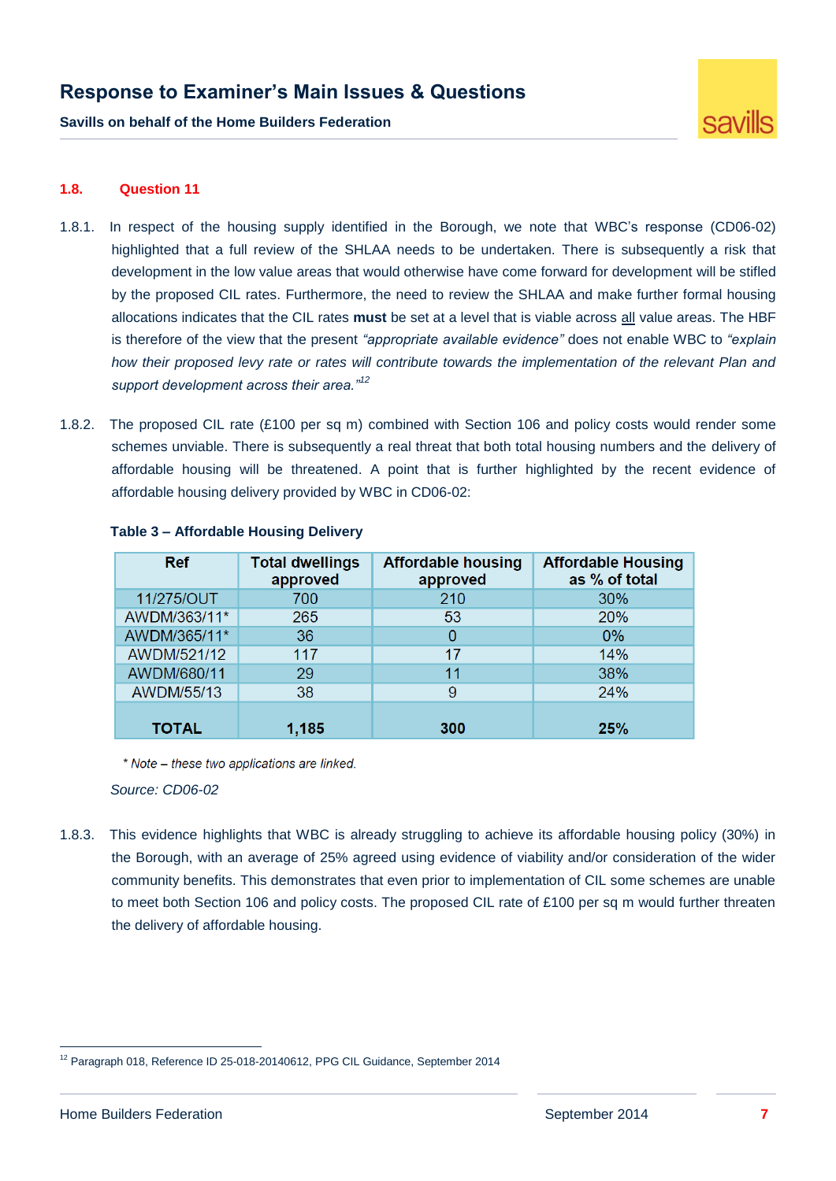## 1.8. Question 11

1.8.1. In respect of the housing supply identified in the Borough, we note that WBC's response (CD06-02) highlighted that a full review of the SHLAA needs to be undertaken. There is subsequently a risk that development in the low value areas that would otherwise have come forward for development will be stifled by the proposed CIL rates. Furthermore, the need to review the SHLAA and make further formal housing allocations indicates that the CIL rates **must** be set at a level that is viable across <u>all</u> value areas. The HBF is therefore of the view that the present *"appropriate available evidence"* does not enable WBC to *"explain how their proposed levy rate or rates will contribute towards the implementation of the relevant Plan and support development across their area."*[12]

1.8.2. The proposed CIL rate (£100 per sq m) combined with Section 106 and policy costs would render some schemes unviable. There is subsequently a real threat that both total housing numbers and the delivery of affordable housing will be threatened. A point that is further highlighted by the recent evidence of affordable housing delivery provided by WBC in CD06-02:

**Table 3 – Affordable Housing Delivery**

| Ref | Total dwellings approved | Affordable housing approved | Affordable Housing as % of total |
|---|---|---|---|
| 11/275/OUT | 700 | 210 | 30% |
| AWDM/363/11* | 265 | 53 | 20% |
| AWDM/365/11* | 36 | 0 | 0% |
| AWDM/521/12 | 117 | 17 | 14% |
| AWDM/680/11 | 29 | 11 | 38% |
| AWDM/55/13 | 38 | 9 | 24% |
| **TOTAL** | **1,185** | **300** | **25%** |

*\* Note – these two applications are linked.*

*Source: CD06-02*

1.8.3. This evidence highlights that WBC is already struggling to achieve its affordable housing policy (30%) in the Borough, with an average of 25% agreed using evidence of viability and/or consideration of the wider community benefits. This demonstrates that even prior to implementation of CIL some schemes are unable to meet both Section 106 and policy costs. The proposed CIL rate of £100 per sq m would further threaten the delivery of affordable housing.

[12] Paragraph 018, Reference ID 25-018-20140612, PPG CIL Guidance, September 2014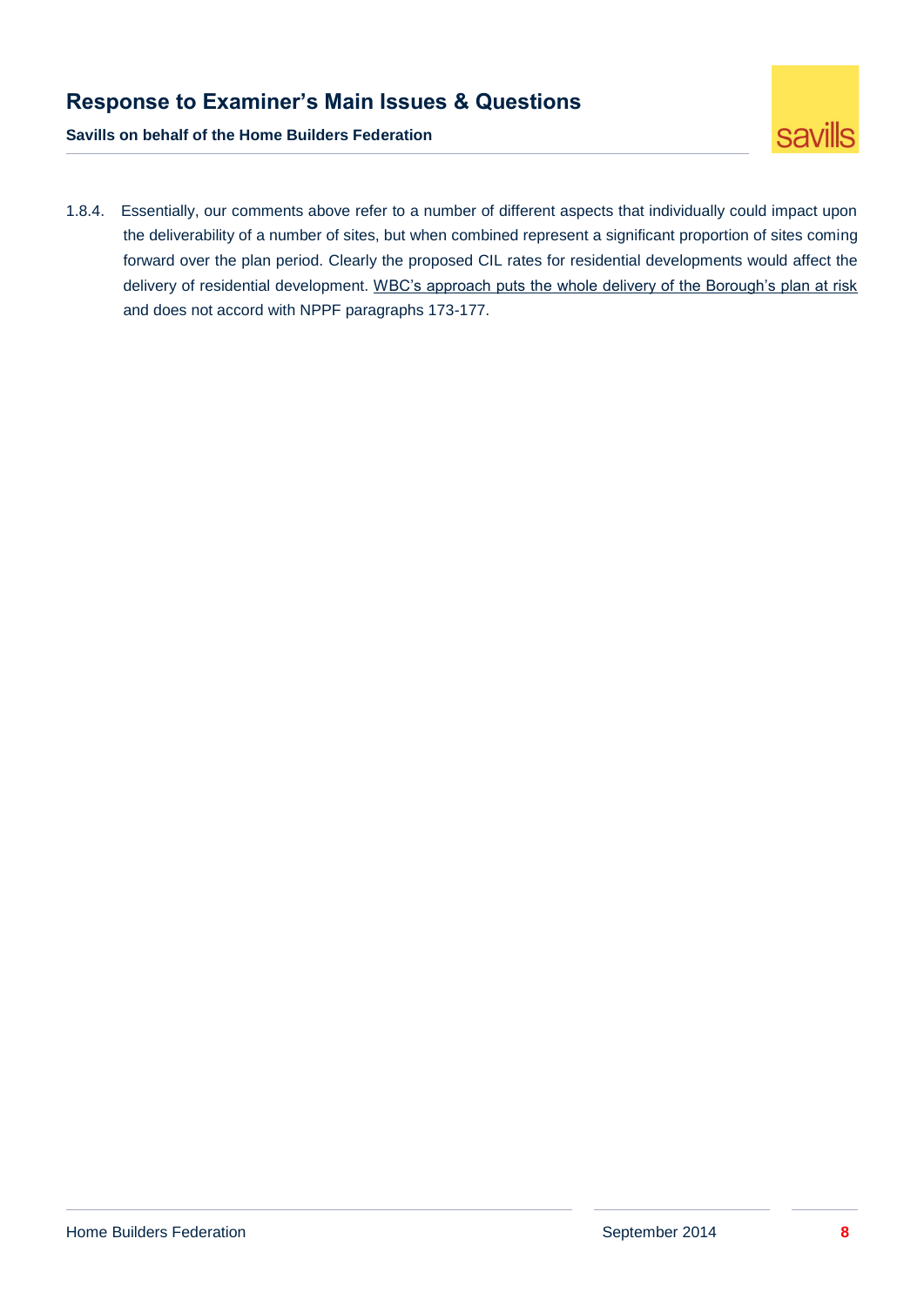1.8.4. Essentially, our comments above refer to a number of different aspects that individually could impact upon the deliverability of a number of sites, but when combined represent a significant proportion of sites coming forward over the plan period. Clearly the proposed CIL rates for residential developments would affect the delivery of residential development. WBC's approach puts the whole delivery of the Borough's plan at risk and does not accord with NPPF paragraphs 173-177.